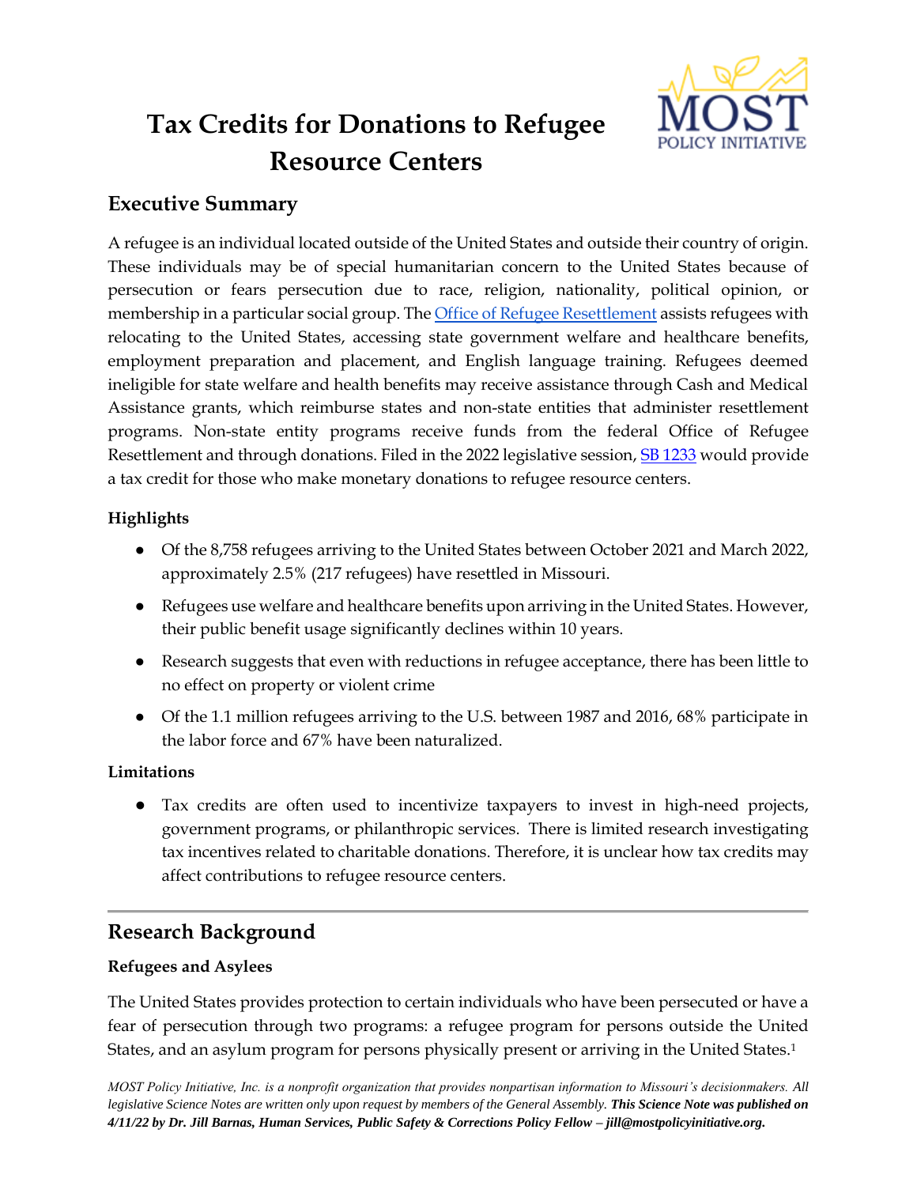# Tax Credits for Donations to Refugee Resource Centers

## Executive Summary

A refugee is an individual located outside of the United States and outside their country of origin. These individuals may be of special humanitarian concern to the United States because of persecution or fears persecution due to race, religion, nationality, political opinion, or membership in a particular social group. The Office of Refugee Resettlement assists refugees with relocating to the United States, accessing state government welfare and healthcare benefits, employment preparation and placement, and English language training. Refugees deemed ineligible for state welfare and health benefits may receive assistance through Cash and Medical Assistance grants, which reimburse states and non-state entities that administer resettlement programs. Non-state entity programs receive funds from the federal Office of Refugee Resettlement and through donations. Filed in the 2022 legislative session, SB 1233 would provide a tax credit for those who make monetary donations to refugee resource centers.

**Highlights**

- Of the 8,758 refugees arriving to the United States between October 2021 and March 2022, approximately 2.5% (217 refugees) have resettled in Missouri.
- Refugees use welfare and healthcare benefits upon arriving in the United States. However, their public benefit usage significantly declines within 10 years.
- Research suggests that even with reductions in refugee acceptance, there has been little to no effect on property or violent crime
- Of the 1.1 million refugees arriving to the U.S. between 1987 and 2016, 68% participate in the labor force and 67% have been naturalized.

**Limitations**

- Tax credits are often used to incentivize taxpayers to invest in high-need projects, government programs, or philanthropic services. There is limited research investigating tax incentives related to charitable donations. Therefore, it is unclear how tax credits may affect contributions to refugee resource centers.

---

## Research Background

**Refugees and Asylees**

The United States provides protection to certain individuals who have been persecuted or have a fear of persecution through two programs: a refugee program for persons outside the United States, and an asylum program for persons physically present or arriving in the United States.[1]

*MOST Policy Initiative, Inc. is a nonprofit organization that provides nonpartisan information to Missouri's decisionmakers. All legislative Science Notes are written only upon request by members of the General Assembly.* ***This Science Note was published on 4/11/22 by Dr. Jill Barnas, Human Services, Public Safety & Corrections Policy Fellow – jill@mostpolicyinitiative.org.***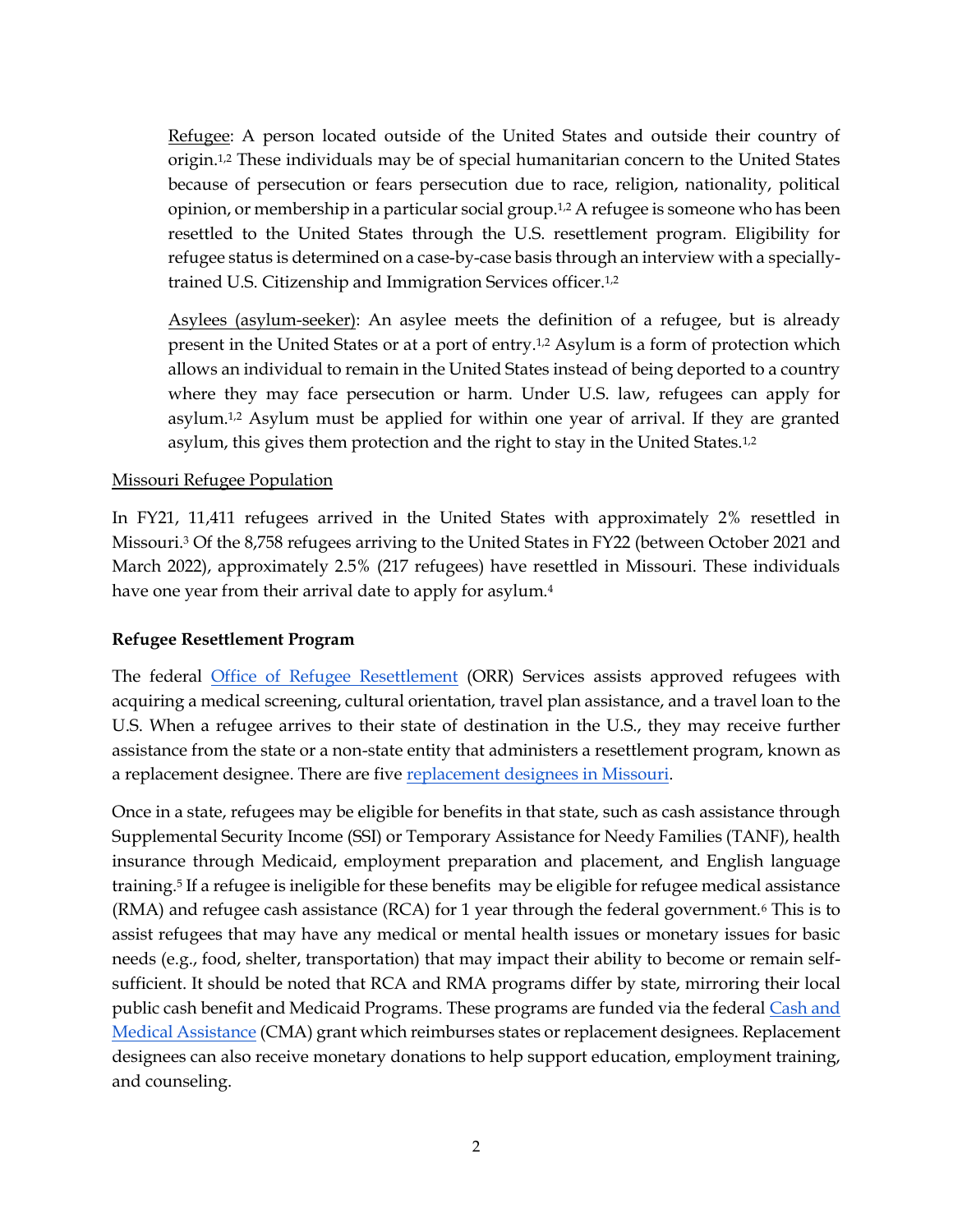Refugee: A person located outside of the United States and outside their country of origin.[1,2] These individuals may be of special humanitarian concern to the United States because of persecution or fears persecution due to race, religion, nationality, political opinion, or membership in a particular social group.[1,2] A refugee is someone who has been resettled to the United States through the U.S. resettlement program. Eligibility for refugee status is determined on a case-by-case basis through an interview with a specially-trained U.S. Citizenship and Immigration Services officer.[1,2]

Asylees (asylum-seeker): An asylee meets the definition of a refugee, but is already present in the United States or at a port of entry.[1,2] Asylum is a form of protection which allows an individual to remain in the United States instead of being deported to a country where they may face persecution or harm. Under U.S. law, refugees can apply for asylum.[1,2] Asylum must be applied for within one year of arrival. If they are granted asylum, this gives them protection and the right to stay in the United States.[1,2]

Missouri Refugee Population

In FY21, 11,411 refugees arrived in the United States with approximately 2% resettled in Missouri.[3] Of the 8,758 refugees arriving to the United States in FY22 (between October 2021 and March 2022), approximately 2.5% (217 refugees) have resettled in Missouri. These individuals have one year from their arrival date to apply for asylum.[4]

**Refugee Resettlement Program**

The federal [Office of Refugee Resettlement](#) (ORR) Services assists approved refugees with acquiring a medical screening, cultural orientation, travel plan assistance, and a travel loan to the U.S. When a refugee arrives to their state of destination in the U.S., they may receive further assistance from the state or a non-state entity that administers a resettlement program, known as a replacement designee. There are five [replacement designees in Missouri](#).

Once in a state, refugees may be eligible for benefits in that state, such as cash assistance through Supplemental Security Income (SSI) or Temporary Assistance for Needy Families (TANF), health insurance through Medicaid, employment preparation and placement, and English language training.[5] If a refugee is ineligible for these benefits may be eligible for refugee medical assistance (RMA) and refugee cash assistance (RCA) for 1 year through the federal government.[6] This is to assist refugees that may have any medical or mental health issues or monetary issues for basic needs (e.g., food, shelter, transportation) that may impact their ability to become or remain self-sufficient. It should be noted that RCA and RMA programs differ by state, mirroring their local public cash benefit and Medicaid Programs. These programs are funded via the federal [Cash and Medical Assistance](#) (CMA) grant which reimburses states or replacement designees. Replacement designees can also receive monetary donations to help support education, employment training, and counseling.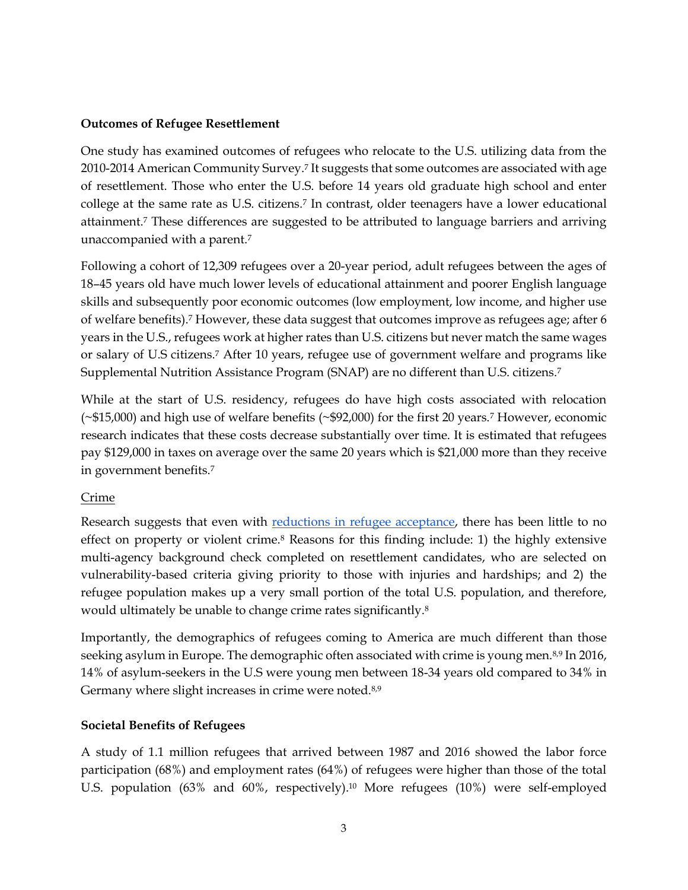**Outcomes of Refugee Resettlement**

One study has examined outcomes of refugees who relocate to the U.S. utilizing data from the 2010-2014 American Community Survey.[7] It suggests that some outcomes are associated with age of resettlement. Those who enter the U.S. before 14 years old graduate high school and enter college at the same rate as U.S. citizens.[7] In contrast, older teenagers have a lower educational attainment.[7] These differences are suggested to be attributed to language barriers and arriving unaccompanied with a parent.[7]

Following a cohort of 12,309 refugees over a 20-year period, adult refugees between the ages of 18–45 years old have much lower levels of educational attainment and poorer English language skills and subsequently poor economic outcomes (low employment, low income, and higher use of welfare benefits).[7] However, these data suggest that outcomes improve as refugees age; after 6 years in the U.S., refugees work at higher rates than U.S. citizens but never match the same wages or salary of U.S citizens.[7] After 10 years, refugee use of government welfare and programs like Supplemental Nutrition Assistance Program (SNAP) are no different than U.S. citizens.[7]

While at the start of U.S. residency, refugees do have high costs associated with relocation (~$15,000) and high use of welfare benefits (~$92,000) for the first 20 years.[7] However, economic research indicates that these costs decrease substantially over time. It is estimated that refugees pay $129,000 in taxes on average over the same 20 years which is $21,000 more than they receive in government benefits.[7]

Crime

Research suggests that even with [reductions in refugee acceptance](), there has been little to no effect on property or violent crime.[8] Reasons for this finding include: 1) the highly extensive multi-agency background check completed on resettlement candidates, who are selected on vulnerability-based criteria giving priority to those with injuries and hardships; and 2) the refugee population makes up a very small portion of the total U.S. population, and therefore, would ultimately be unable to change crime rates significantly.[8]

Importantly, the demographics of refugees coming to America are much different than those seeking asylum in Europe. The demographic often associated with crime is young men.[8,9] In 2016, 14% of asylum-seekers in the U.S were young men between 18-34 years old compared to 34% in Germany where slight increases in crime were noted.[8,9]

**Societal Benefits of Refugees**

A study of 1.1 million refugees that arrived between 1987 and 2016 showed the labor force participation (68%) and employment rates (64%) of refugees were higher than those of the total U.S. population (63% and 60%, respectively).[10] More refugees (10%) were self-employed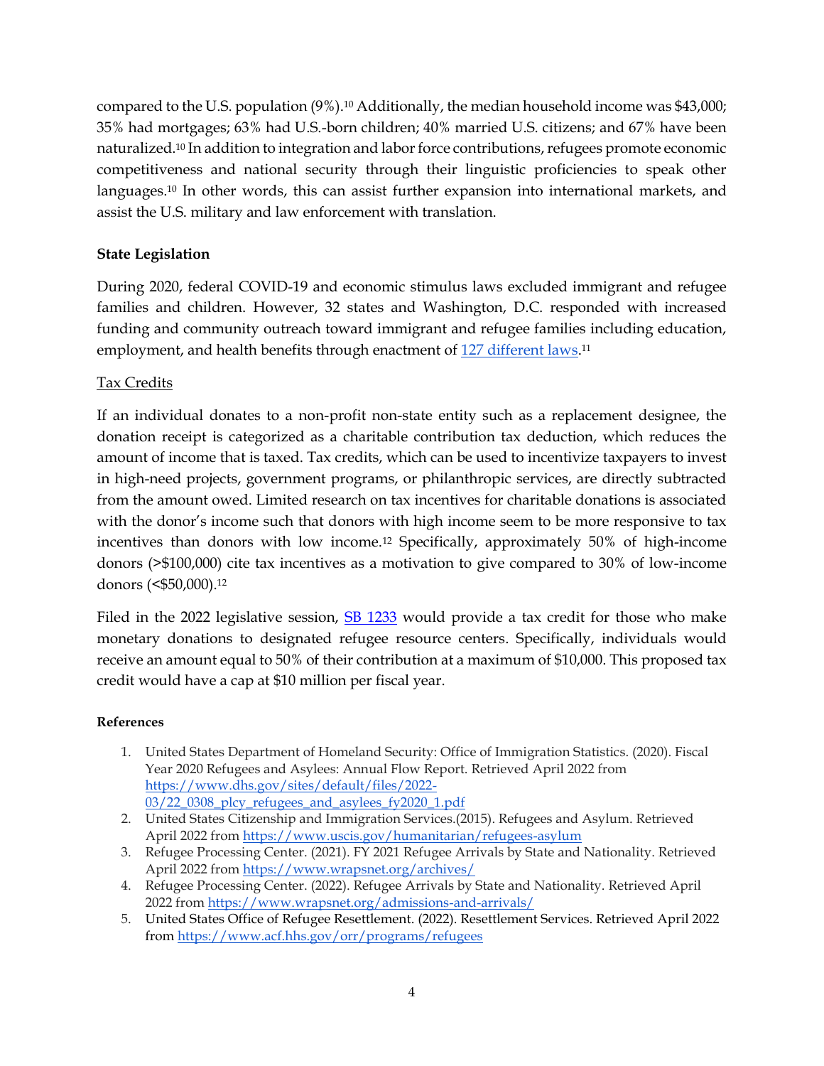compared to the U.S. population (9%).[10] Additionally, the median household income was $43,000; 35% had mortgages; 63% had U.S.-born children; 40% married U.S. citizens; and 67% have been naturalized.[10] In addition to integration and labor force contributions, refugees promote economic competitiveness and national security through their linguistic proficiencies to speak other languages.[10] In other words, this can assist further expansion into international markets, and assist the U.S. military and law enforcement with translation.

**State Legislation**

During 2020, federal COVID-19 and economic stimulus laws excluded immigrant and refugee families and children. However, 32 states and Washington, D.C. responded with increased funding and community outreach toward immigrant and refugee families including education, employment, and health benefits through enactment of [127 different laws](#).[11]

Tax Credits

If an individual donates to a non-profit non-state entity such as a replacement designee, the donation receipt is categorized as a charitable contribution tax deduction, which reduces the amount of income that is taxed. Tax credits, which can be used to incentivize taxpayers to invest in high-need projects, government programs, or philanthropic services, are directly subtracted from the amount owed. Limited research on tax incentives for charitable donations is associated with the donor's income such that donors with high income seem to be more responsive to tax incentives than donors with low income.[12] Specifically, approximately 50% of high-income donors (>$100,000) cite tax incentives as a motivation to give compared to 30% of low-income donors (<$50,000).[12]

Filed in the 2022 legislative session, [SB 1233](#) would provide a tax credit for those who make monetary donations to designated refugee resource centers. Specifically, individuals would receive an amount equal to 50% of their contribution at a maximum of $10,000. This proposed tax credit would have a cap at $10 million per fiscal year.

**References**

1. United States Department of Homeland Security: Office of Immigration Statistics. (2020). Fiscal Year 2020 Refugees and Asylees: Annual Flow Report. Retrieved April 2022 from https://www.dhs.gov/sites/default/files/2022-03/22_0308_plcy_refugees_and_asylees_fy2020_1.pdf
2. United States Citizenship and Immigration Services.(2015). Refugees and Asylum. Retrieved April 2022 from https://www.uscis.gov/humanitarian/refugees-asylum
3. Refugee Processing Center. (2021). FY 2021 Refugee Arrivals by State and Nationality. Retrieved April 2022 from https://www.wrapsnet.org/archives/
4. Refugee Processing Center. (2022). Refugee Arrivals by State and Nationality. Retrieved April 2022 from https://www.wrapsnet.org/admissions-and-arrivals/
5. United States Office of Refugee Resettlement. (2022). Resettlement Services. Retrieved April 2022 from https://www.acf.hhs.gov/orr/programs/refugees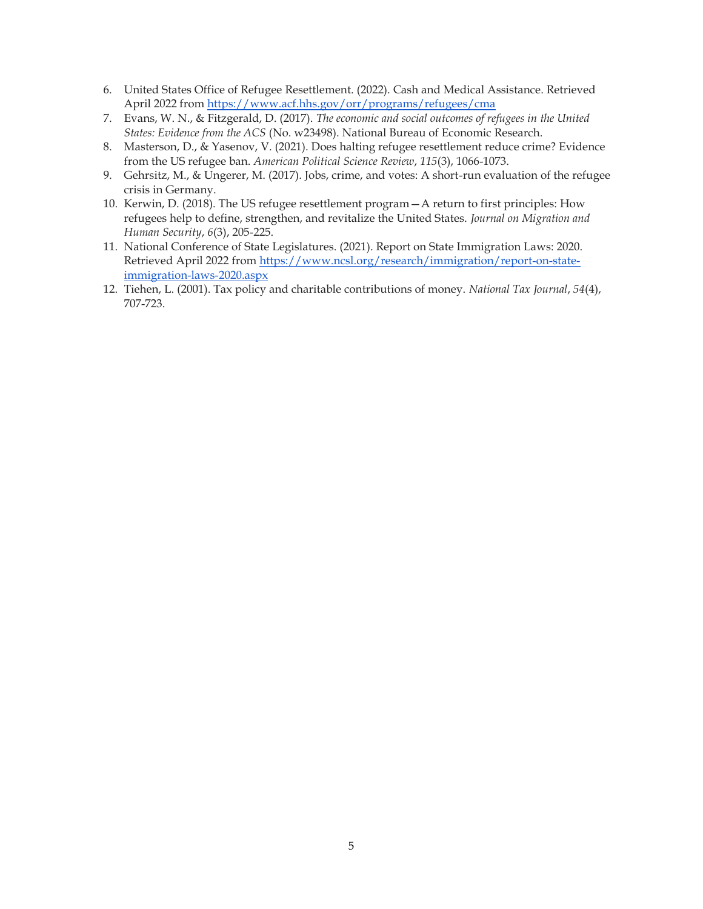6. United States Office of Refugee Resettlement. (2022). Cash and Medical Assistance. Retrieved April 2022 from [https://www.acf.hhs.gov/orr/programs/refugees/cma](https://www.acf.hhs.gov/orr/programs/refugees/cma)
7. Evans, W. N., & Fitzgerald, D. (2017). *The economic and social outcomes of refugees in the United States: Evidence from the ACS* (No. w23498). National Bureau of Economic Research.
8. Masterson, D., & Yasenov, V. (2021). Does halting refugee resettlement reduce crime? Evidence from the US refugee ban. *American Political Science Review*, *115*(3), 1066-1073.
9. Gehrsitz, M., & Ungerer, M. (2017). Jobs, crime, and votes: A short-run evaluation of the refugee crisis in Germany.
10. Kerwin, D. (2018). The US refugee resettlement program—A return to first principles: How refugees help to define, strengthen, and revitalize the United States. *Journal on Migration and Human Security*, *6*(3), 205-225.
11. National Conference of State Legislatures. (2021). Report on State Immigration Laws: 2020. Retrieved April 2022 from [https://www.ncsl.org/research/immigration/report-on-state-immigration-laws-2020.aspx](https://www.ncsl.org/research/immigration/report-on-state-immigration-laws-2020.aspx)
12. Tiehen, L. (2001). Tax policy and charitable contributions of money. *National Tax Journal*, *54*(4), 707-723.